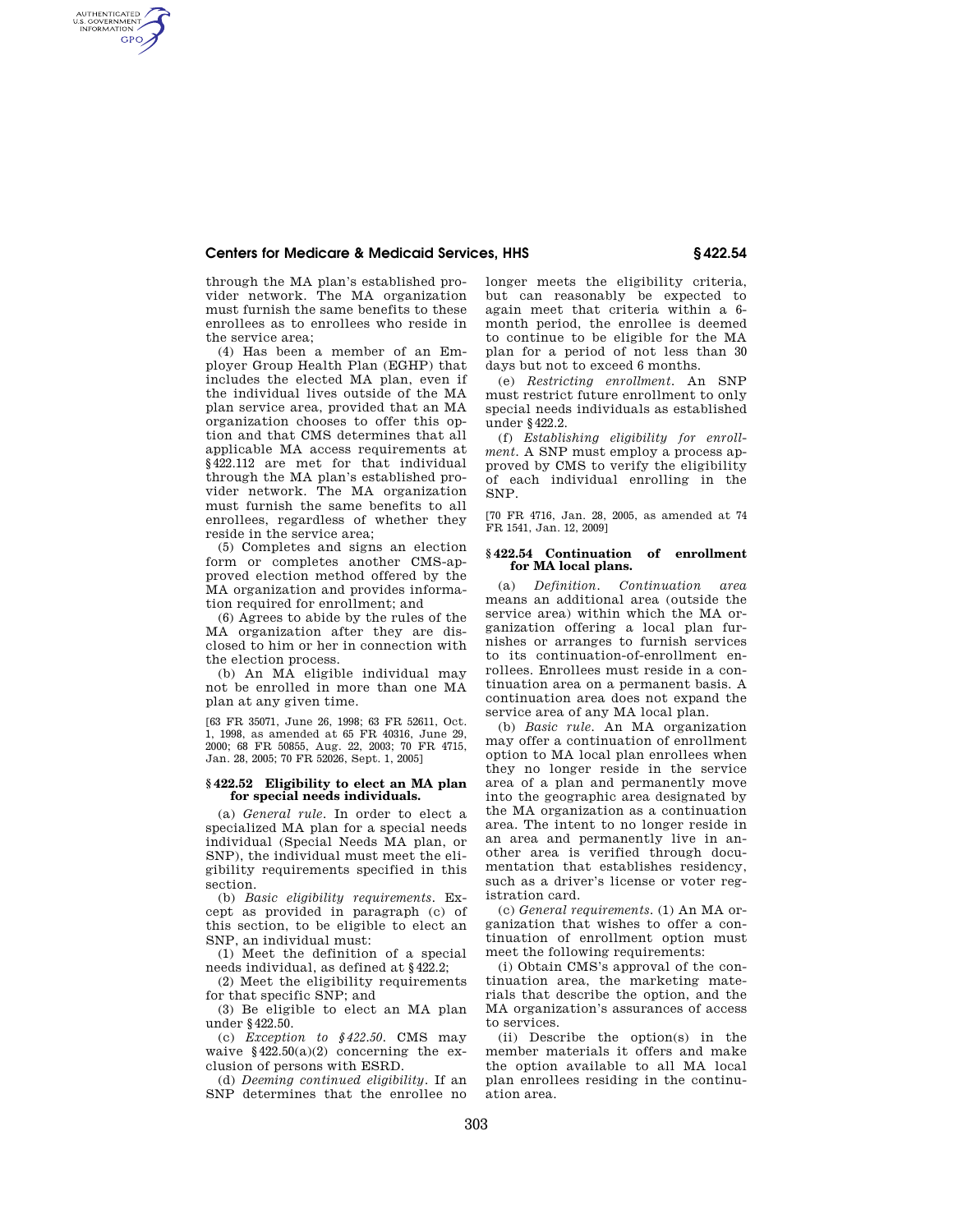through the MA plan's established provider network. The MA organization must furnish the same benefits to these enrollees as to enrollees who reside in the service area;

(4) Has been a member of an Employer Group Health Plan (EGHP) that includes the elected MA plan, even if the individual lives outside of the MA plan service area, provided that an MA organization chooses to offer this option and that CMS determines that all applicable MA access requirements at §422.112 are met for that individual through the MA plan's established provider network. The MA organization must furnish the same benefits to all enrollees, regardless of whether they reside in the service area;

(5) Completes and signs an election form or completes another CMS-approved election method offered by the MA organization and provides information required for enrollment; and

(6) Agrees to abide by the rules of the MA organization after they are disclosed to him or her in connection with the election process.

(b) An MA eligible individual may not be enrolled in more than one MA plan at any given time.

[63 FR 35071, June 26, 1998; 63 FR 52611, Oct. 1, 1998, as amended at 65 FR 40316, June 29, 2000; 68 FR 50855, Aug. 22, 2003; 70 FR 4715, Jan. 28, 2005; 70 FR 52026, Sept. 1, 2005]

### §422.52 Eligibility to elect an MA plan for special needs individuals.

(a) *General rule.* In order to elect a specialized MA plan for a special needs individual (Special Needs MA plan, or SNP), the individual must meet the eligibility requirements specified in this section.

(b) *Basic eligibility requirements.* Except as provided in paragraph (c) of this section, to be eligible to elect an SNP, an individual must:

(1) Meet the definition of a special needs individual, as defined at §422.2;

(2) Meet the eligibility requirements for that specific SNP; and

(3) Be eligible to elect an MA plan under §422.50.

(c) *Exception to §422.50.* CMS may waive §422.50(a)(2) concerning the exclusion of persons with ESRD.

(d) *Deeming continued eligibility.* If an SNP determines that the enrollee no longer meets the eligibility criteria, but can reasonably be expected to again meet that criteria within a 6-month period, the enrollee is deemed to continue to be eligible for the MA plan for a period of not less than 30 days but not to exceed 6 months.

(e) *Restricting enrollment.* An SNP must restrict future enrollment to only special needs individuals as established under §422.2.

(f) *Establishing eligibility for enrollment.* A SNP must employ a process approved by CMS to verify the eligibility of each individual enrolling in the SNP.

[70 FR 4716, Jan. 28, 2005, as amended at 74 FR 1541, Jan. 12, 2009]

### §422.54 Continuation of enrollment for MA local plans.

(a) *Definition. Continuation area* means an additional area (outside the service area) within which the MA organization offering a local plan furnishes or arranges to furnish services to its continuation-of-enrollment enrollees. Enrollees must reside in a continuation area on a permanent basis. A continuation area does not expand the service area of any MA local plan.

(b) *Basic rule.* An MA organization may offer a continuation of enrollment option to MA local plan enrollees when they no longer reside in the service area of a plan and permanently move into the geographic area designated by the MA organization as a continuation area. The intent to no longer reside in an area and permanently live in another area is verified through documentation that establishes residency, such as a driver's license or voter registration card.

(c) *General requirements.* (1) An MA organization that wishes to offer a continuation of enrollment option must meet the following requirements:

(i) Obtain CMS's approval of the continuation area, the marketing materials that describe the option, and the MA organization's assurances of access to services.

(ii) Describe the option(s) in the member materials it offers and make the option available to all MA local plan enrollees residing in the continuation area.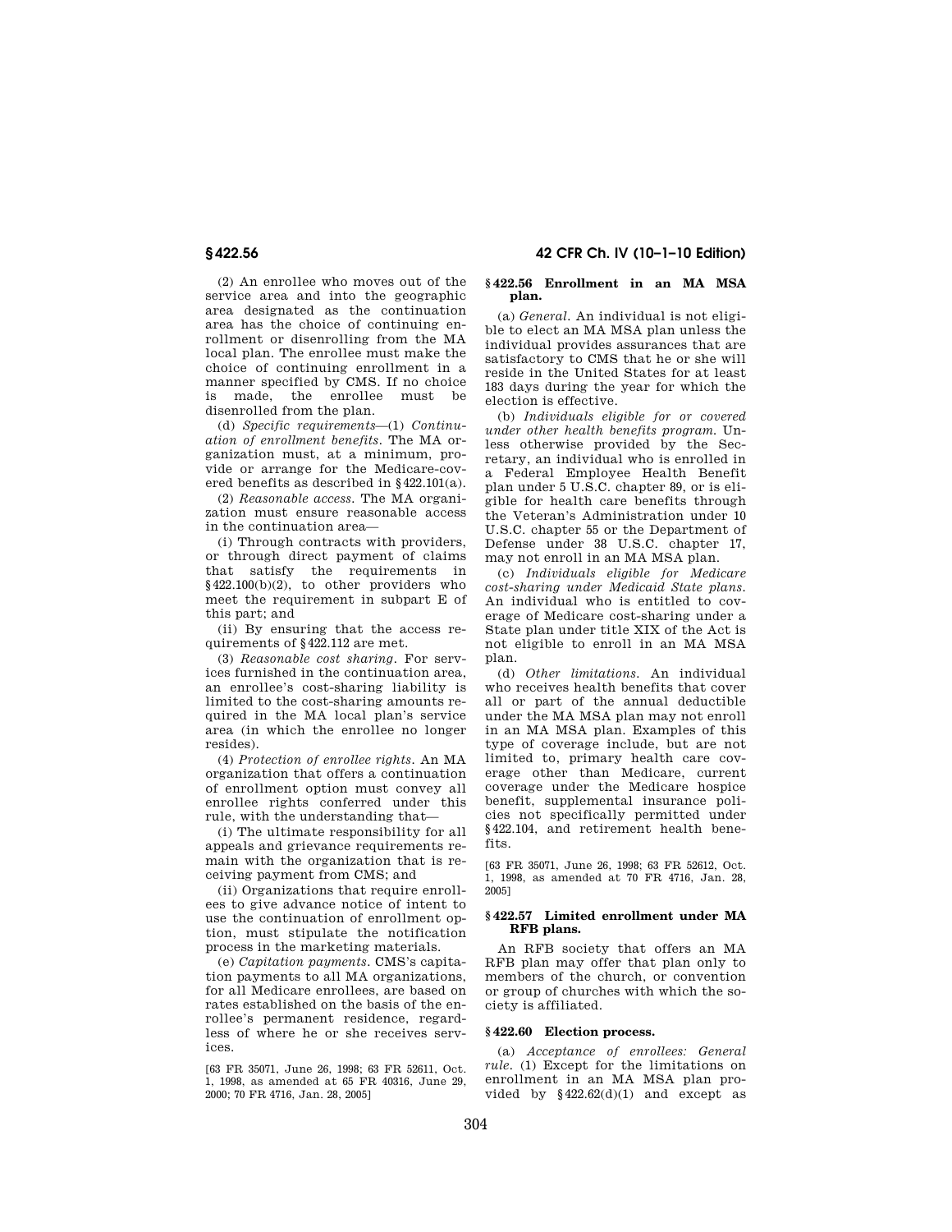(2) An enrollee who moves out of the service area and into the geographic area designated as the continuation area has the choice of continuing enrollment or disenrolling from the MA local plan. The enrollee must make the choice of continuing enrollment in a manner specified by CMS. If no choice is made, the enrollee must be disenrolled from the plan.

(d) *Specific requirements*—(1) *Continuation of enrollment benefits*. The MA organization must, at a minimum, provide or arrange for the Medicare-covered benefits as described in §422.101(a).

(2) *Reasonable access*. The MA organization must ensure reasonable access in the continuation area—

(i) Through contracts with providers, or through direct payment of claims that satisfy the requirements in §422.100(b)(2), to other providers who meet the requirement in subpart E of this part; and

(ii) By ensuring that the access requirements of §422.112 are met.

(3) *Reasonable cost sharing*. For services furnished in the continuation area, an enrollee's cost-sharing liability is limited to the cost-sharing amounts required in the MA local plan's service area (in which the enrollee no longer resides).

(4) *Protection of enrollee rights*. An MA organization that offers a continuation of enrollment option must convey all enrollee rights conferred under this rule, with the understanding that—

(i) The ultimate responsibility for all appeals and grievance requirements remain with the organization that is receiving payment from CMS; and

(ii) Organizations that require enrollees to give advance notice of intent to use the continuation of enrollment option, must stipulate the notification process in the marketing materials.

(e) *Capitation payments*. CMS's capitation payments to all MA organizations, for all Medicare enrollees, are based on rates established on the basis of the enrollee's permanent residence, regardless of where he or she receives services.

[63 FR 35071, June 26, 1998; 63 FR 52611, Oct. 1, 1998, as amended at 65 FR 40316, June 29, 2000; 70 FR 4716, Jan. 28, 2005]

## §422.56 Enrollment in an MA MSA plan.

(a) *General*. An individual is not eligible to elect an MA MSA plan unless the individual provides assurances that are satisfactory to CMS that he or she will reside in the United States for at least 183 days during the year for which the election is effective.

(b) *Individuals eligible for or covered under other health benefits program*. Unless otherwise provided by the Secretary, an individual who is enrolled in a Federal Employee Health Benefit plan under 5 U.S.C. chapter 89, or is eligible for health care benefits through the Veteran's Administration under 10 U.S.C. chapter 55 or the Department of Defense under 38 U.S.C. chapter 17, may not enroll in an MA MSA plan.

(c) *Individuals eligible for Medicare cost-sharing under Medicaid State plans*. An individual who is entitled to coverage of Medicare cost-sharing under a State plan under title XIX of the Act is not eligible to enroll in an MA MSA plan.

(d) *Other limitations*. An individual who receives health benefits that cover all or part of the annual deductible under the MA MSA plan may not enroll in an MA MSA plan. Examples of this type of coverage include, but are not limited to, primary health care coverage other than Medicare, current coverage under the Medicare hospice benefit, supplemental insurance policies not specifically permitted under §422.104, and retirement health benefits.

[63 FR 35071, June 26, 1998; 63 FR 52612, Oct. 1, 1998, as amended at 70 FR 4716, Jan. 28, 2005]

## §422.57 Limited enrollment under MA RFB plans.

An RFB society that offers an MA RFB plan may offer that plan only to members of the church, or convention or group of churches with which the society is affiliated.

## §422.60 Election process.

(a) *Acceptance of enrollees: General rule*. (1) Except for the limitations on enrollment in an MA MSA plan provided by §422.62(d)(1) and except as